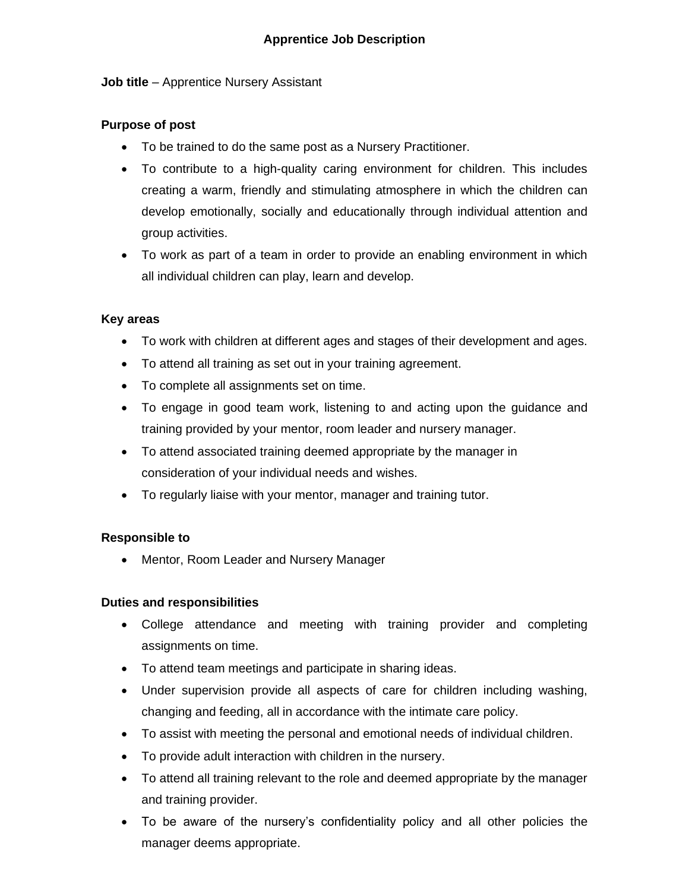# Apprentice Job Description

**Job title** – Apprentice Nursery Assistant

**Purpose of post**

- To be trained to do the same post as a Nursery Practitioner.
- To contribute to a high-quality caring environment for children. This includes creating a warm, friendly and stimulating atmosphere in which the children can develop emotionally, socially and educationally through individual attention and group activities.
- To work as part of a team in order to provide an enabling environment in which all individual children can play, learn and develop.

**Key areas**

- To work with children at different ages and stages of their development and ages.
- To attend all training as set out in your training agreement.
- To complete all assignments set on time.
- To engage in good team work, listening to and acting upon the guidance and training provided by your mentor, room leader and nursery manager.
- To attend associated training deemed appropriate by the manager in consideration of your individual needs and wishes.
- To regularly liaise with your mentor, manager and training tutor.

**Responsible to**

- Mentor, Room Leader and Nursery Manager

**Duties and responsibilities**

- College attendance and meeting with training provider and completing assignments on time.
- To attend team meetings and participate in sharing ideas.
- Under supervision provide all aspects of care for children including washing, changing and feeding, all in accordance with the intimate care policy.
- To assist with meeting the personal and emotional needs of individual children.
- To provide adult interaction with children in the nursery.
- To attend all training relevant to the role and deemed appropriate by the manager and training provider.
- To be aware of the nursery's confidentiality policy and all other policies the manager deems appropriate.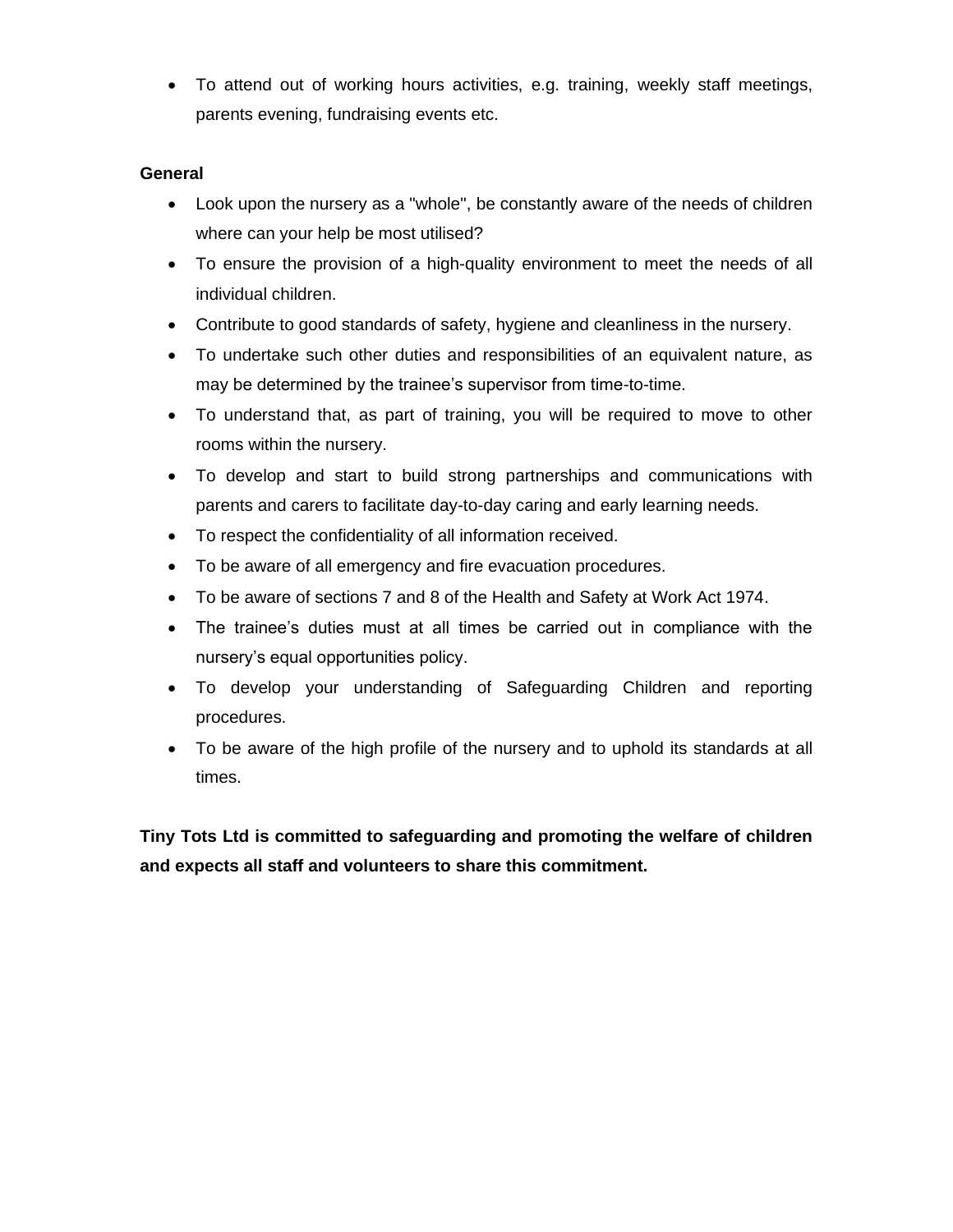- To attend out of working hours activities, e.g. training, weekly staff meetings, parents evening, fundraising events etc.

**General**

- Look upon the nursery as a "whole", be constantly aware of the needs of children where can your help be most utilised?
- To ensure the provision of a high-quality environment to meet the needs of all individual children.
- Contribute to good standards of safety, hygiene and cleanliness in the nursery.
- To undertake such other duties and responsibilities of an equivalent nature, as may be determined by the trainee's supervisor from time-to-time.
- To understand that, as part of training, you will be required to move to other rooms within the nursery.
- To develop and start to build strong partnerships and communications with parents and carers to facilitate day-to-day caring and early learning needs.
- To respect the confidentiality of all information received.
- To be aware of all emergency and fire evacuation procedures.
- To be aware of sections 7 and 8 of the Health and Safety at Work Act 1974.
- The trainee's duties must at all times be carried out in compliance with the nursery's equal opportunities policy.
- To develop your understanding of Safeguarding Children and reporting procedures.
- To be aware of the high profile of the nursery and to uphold its standards at all times.

**Tiny Tots Ltd is committed to safeguarding and promoting the welfare of children and expects all staff and volunteers to share this commitment.**